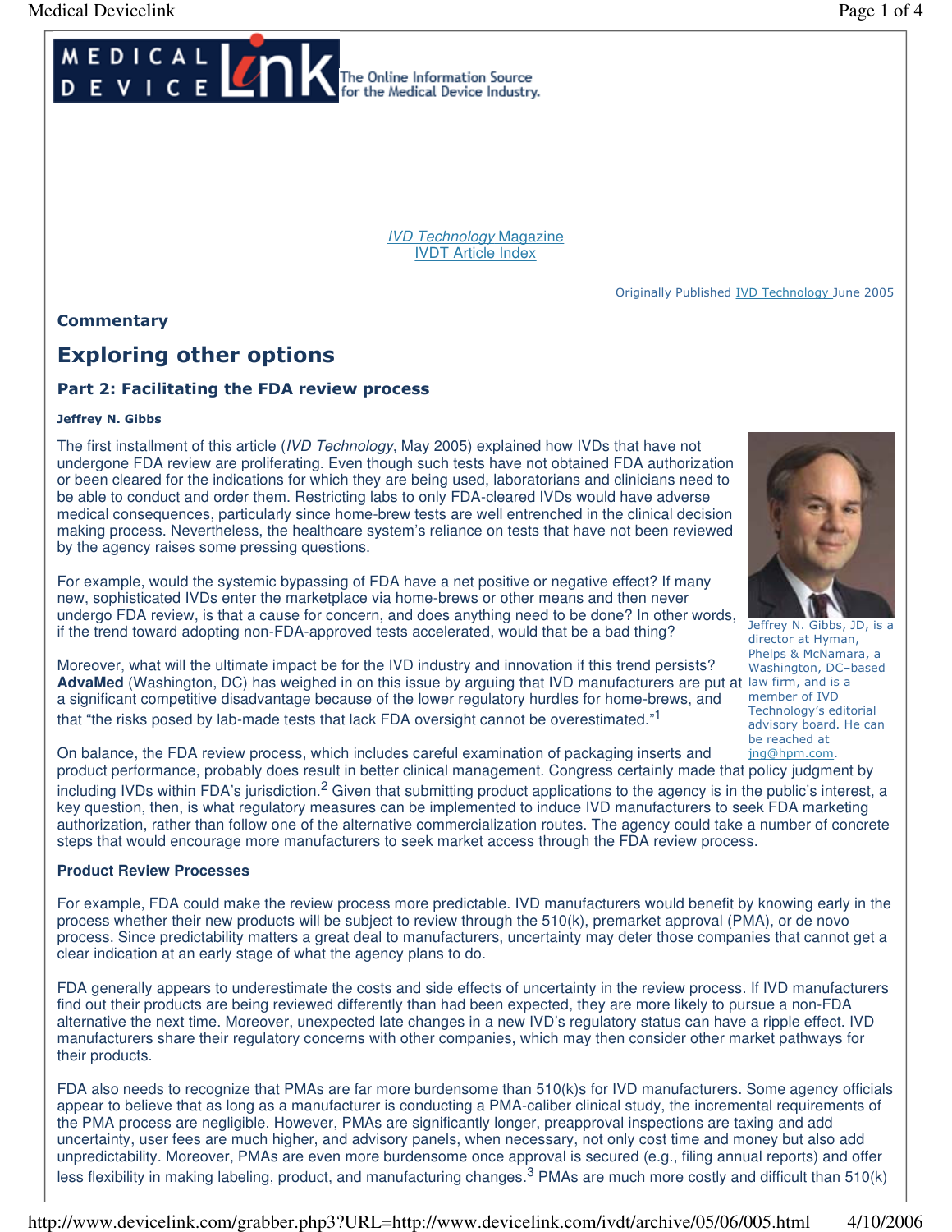IVD Technology Magazine
IVDT Article Index

Originally Published IVD Technology June 2005

**Commentary**

# Exploring other options

## Part 2: Facilitating the FDA review process

**Jeffrey N. Gibbs**

Jeffrey N. Gibbs, JD, is a director at Hyman, Phelps & McNamara, a Washington, DC–based law firm, and is a member of IVD Technology's editorial advisory board. He can be reached at jng@hpm.com.

The first installment of this article (*IVD Technology*, May 2005) explained how IVDs that have not undergone FDA review are proliferating. Even though such tests have not obtained FDA authorization or been cleared for the indications for which they are being used, laboratorians and clinicians need to be able to conduct and order them. Restricting labs to only FDA-cleared IVDs would have adverse medical consequences, particularly since home-brew tests are well entrenched in the clinical decision making process. Nevertheless, the healthcare system's reliance on tests that have not been reviewed by the agency raises some pressing questions.

For example, would the systemic bypassing of FDA have a net positive or negative effect? If many new, sophisticated IVDs enter the marketplace via home-brews or other means and then never undergo FDA review, is that a cause for concern, and does anything need to be done? In other words, if the trend toward adopting non-FDA-approved tests accelerated, would that be a bad thing?

Moreover, what will the ultimate impact be for the IVD industry and innovation if this trend persists? **AdvaMed** (Washington, DC) has weighed in on this issue by arguing that IVD manufacturers are put at a significant competitive disadvantage because of the lower regulatory hurdles for home-brews, and that "the risks posed by lab-made tests that lack FDA oversight cannot be overestimated."[1]

On balance, the FDA review process, which includes careful examination of packaging inserts and product performance, probably does result in better clinical management. Congress certainly made that policy judgment by including IVDs within FDA's jurisdiction.[2] Given that submitting product applications to the agency is in the public's interest, a key question, then, is what regulatory measures can be implemented to induce IVD manufacturers to seek FDA marketing authorization, rather than follow one of the alternative commercialization routes. The agency could take a number of concrete steps that would encourage more manufacturers to seek market access through the FDA review process.

### Product Review Processes

For example, FDA could make the review process more predictable. IVD manufacturers would benefit by knowing early in the process whether their new products will be subject to review through the 510(k), premarket approval (PMA), or de novo process. Since predictability matters a great deal to manufacturers, uncertainty may deter those companies that cannot get a clear indication at an early stage of what the agency plans to do.

FDA generally appears to underestimate the costs and side effects of uncertainty in the review process. If IVD manufacturers find out their products are being reviewed differently than had been expected, they are more likely to pursue a non-FDA alternative the next time. Moreover, unexpected late changes in a new IVD's regulatory status can have a ripple effect. IVD manufacturers share their regulatory concerns with other companies, which may then consider other market pathways for their products.

FDA also needs to recognize that PMAs are far more burdensome than 510(k)s for IVD manufacturers. Some agency officials appear to believe that as long as a manufacturer is conducting a PMA-caliber clinical study, the incremental requirements of the PMA process are negligible. However, PMAs are significantly longer, preapproval inspections are taxing and add uncertainty, user fees are much higher, and advisory panels, when necessary, not only cost time and money but also add unpredictability. Moreover, PMAs are even more burdensome once approval is secured (e.g., filing annual reports) and offer less flexibility in making labeling, product, and manufacturing changes.[3] PMAs are much more costly and difficult than 510(k)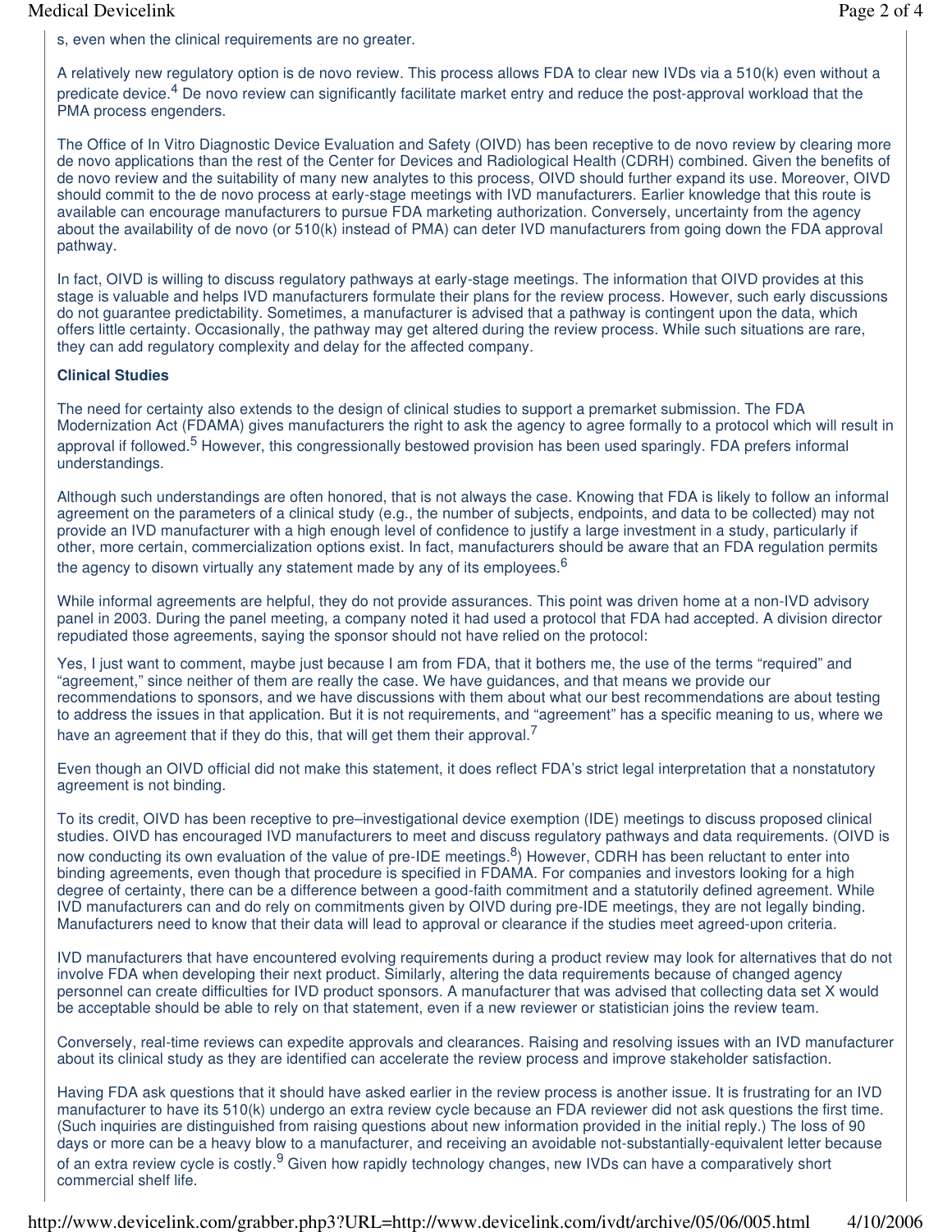s, even when the clinical requirements are no greater.

A relatively new regulatory option is de novo review. This process allows FDA to clear new IVDs via a 510(k) even without a predicate device.[4] De novo review can significantly facilitate market entry and reduce the post-approval workload that the PMA process engenders.

The Office of In Vitro Diagnostic Device Evaluation and Safety (OIVD) has been receptive to de novo review by clearing more de novo applications than the rest of the Center for Devices and Radiological Health (CDRH) combined. Given the benefits of de novo review and the suitability of many new analytes to this process, OIVD should further expand its use. Moreover, OIVD should commit to the de novo process at early-stage meetings with IVD manufacturers. Earlier knowledge that this route is available can encourage manufacturers to pursue FDA marketing authorization. Conversely, uncertainty from the agency about the availability of de novo (or 510(k) instead of PMA) can deter IVD manufacturers from going down the FDA approval pathway.

In fact, OIVD is willing to discuss regulatory pathways at early-stage meetings. The information that OIVD provides at this stage is valuable and helps IVD manufacturers formulate their plans for the review process. However, such early discussions do not guarantee predictability. Sometimes, a manufacturer is advised that a pathway is contingent upon the data, which offers little certainty. Occasionally, the pathway may get altered during the review process. While such situations are rare, they can add regulatory complexity and delay for the affected company.

**Clinical Studies**

The need for certainty also extends to the design of clinical studies to support a premarket submission. The FDA Modernization Act (FDAMA) gives manufacturers the right to ask the agency to agree formally to a protocol which will result in approval if followed.[5] However, this congressionally bestowed provision has been used sparingly. FDA prefers informal understandings.

Although such understandings are often honored, that is not always the case. Knowing that FDA is likely to follow an informal agreement on the parameters of a clinical study (e.g., the number of subjects, endpoints, and data to be collected) may not provide an IVD manufacturer with a high enough level of confidence to justify a large investment in a study, particularly if other, more certain, commercialization options exist. In fact, manufacturers should be aware that an FDA regulation permits the agency to disown virtually any statement made by any of its employees.[6]

While informal agreements are helpful, they do not provide assurances. This point was driven home at a non-IVD advisory panel in 2003. During the panel meeting, a company noted it had used a protocol that FDA had accepted. A division director repudiated those agreements, saying the sponsor should not have relied on the protocol:

Yes, I just want to comment, maybe just because I am from FDA, that it bothers me, the use of the terms "required" and "agreement," since neither of them are really the case. We have guidances, and that means we provide our recommendations to sponsors, and we have discussions with them about what our best recommendations are about testing to address the issues in that application. But it is not requirements, and "agreement" has a specific meaning to us, where we have an agreement that if they do this, that will get them their approval.[7]

Even though an OIVD official did not make this statement, it does reflect FDA's strict legal interpretation that a nonstatutory agreement is not binding.

To its credit, OIVD has been receptive to pre–investigational device exemption (IDE) meetings to discuss proposed clinical studies. OIVD has encouraged IVD manufacturers to meet and discuss regulatory pathways and data requirements. (OIVD is now conducting its own evaluation of the value of pre-IDE meetings.[8]) However, CDRH has been reluctant to enter into binding agreements, even though that procedure is specified in FDAMA. For companies and investors looking for a high degree of certainty, there can be a difference between a good-faith commitment and a statutorily defined agreement. While IVD manufacturers can and do rely on commitments given by OIVD during pre-IDE meetings, they are not legally binding. Manufacturers need to know that their data will lead to approval or clearance if the studies meet agreed-upon criteria.

IVD manufacturers that have encountered evolving requirements during a product review may look for alternatives that do not involve FDA when developing their next product. Similarly, altering the data requirements because of changed agency personnel can create difficulties for IVD product sponsors. A manufacturer that was advised that collecting data set X would be acceptable should be able to rely on that statement, even if a new reviewer or statistician joins the review team.

Conversely, real-time reviews can expedite approvals and clearances. Raising and resolving issues with an IVD manufacturer about its clinical study as they are identified can accelerate the review process and improve stakeholder satisfaction.

Having FDA ask questions that it should have asked earlier in the review process is another issue. It is frustrating for an IVD manufacturer to have its 510(k) undergo an extra review cycle because an FDA reviewer did not ask questions the first time. (Such inquiries are distinguished from raising questions about new information provided in the initial reply.) The loss of 90 days or more can be a heavy blow to a manufacturer, and receiving an avoidable not-substantially-equivalent letter because of an extra review cycle is costly.[9] Given how rapidly technology changes, new IVDs can have a comparatively short commercial shelf life.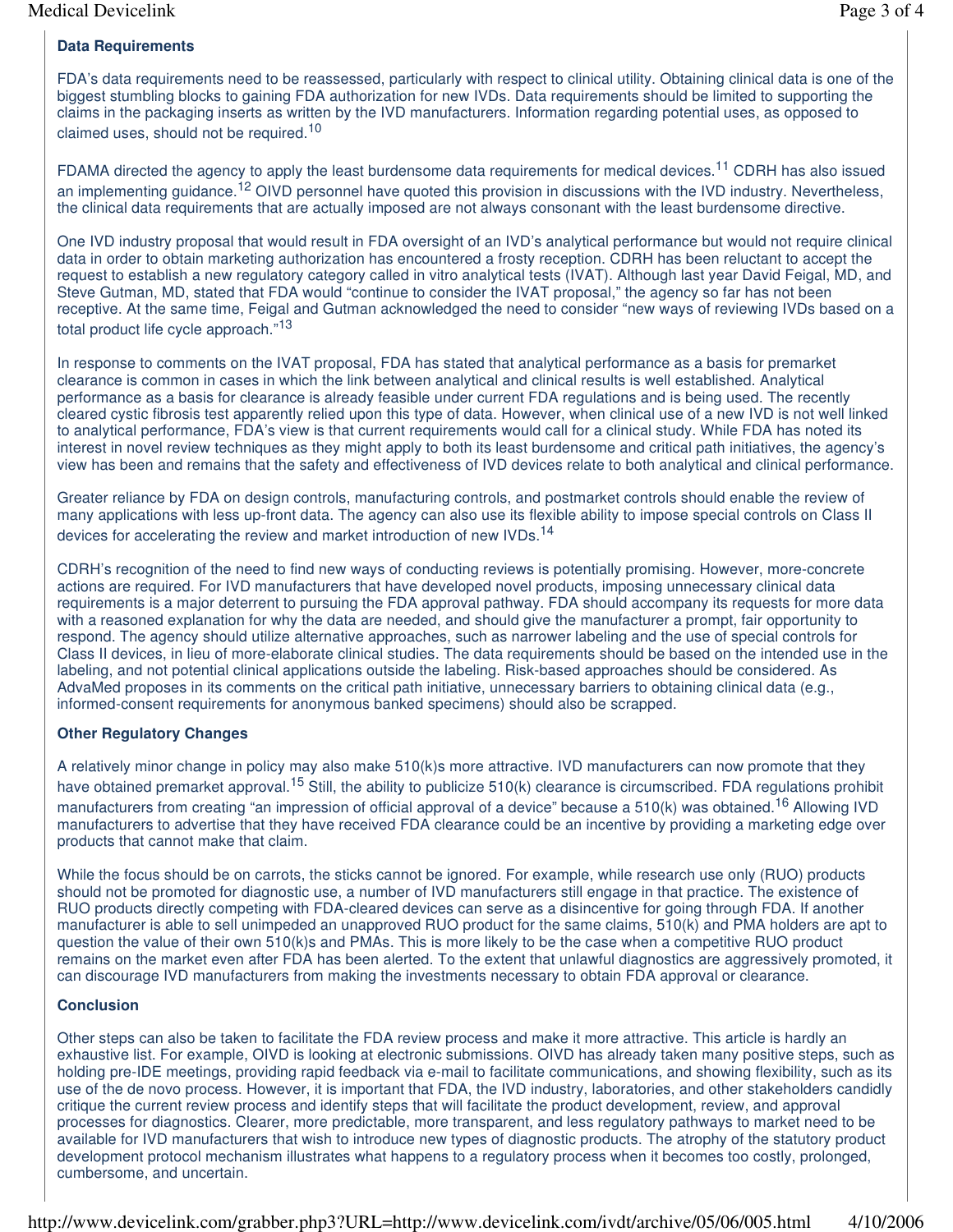### Data Requirements

FDA's data requirements need to be reassessed, particularly with respect to clinical utility. Obtaining clinical data is one of the biggest stumbling blocks to gaining FDA authorization for new IVDs. Data requirements should be limited to supporting the claims in the packaging inserts as written by the IVD manufacturers. Information regarding potential uses, as opposed to claimed uses, should not be required.[10]

FDAMA directed the agency to apply the least burdensome data requirements for medical devices.[11] CDRH has also issued an implementing guidance.[12] OIVD personnel have quoted this provision in discussions with the IVD industry. Nevertheless, the clinical data requirements that are actually imposed are not always consonant with the least burdensome directive.

One IVD industry proposal that would result in FDA oversight of an IVD's analytical performance but would not require clinical data in order to obtain marketing authorization has encountered a frosty reception. CDRH has been reluctant to accept the request to establish a new regulatory category called in vitro analytical tests (IVAT). Although last year David Feigal, MD, and Steve Gutman, MD, stated that FDA would "continue to consider the IVAT proposal," the agency so far has not been receptive. At the same time, Feigal and Gutman acknowledged the need to consider "new ways of reviewing IVDs based on a total product life cycle approach."[13]

In response to comments on the IVAT proposal, FDA has stated that analytical performance as a basis for premarket clearance is common in cases in which the link between analytical and clinical results is well established. Analytical performance as a basis for clearance is already feasible under current FDA regulations and is being used. The recently cleared cystic fibrosis test apparently relied upon this type of data. However, when clinical use of a new IVD is not well linked to analytical performance, FDA's view is that current requirements would call for a clinical study. While FDA has noted its interest in novel review techniques as they might apply to both its least burdensome and critical path initiatives, the agency's view has been and remains that the safety and effectiveness of IVD devices relate to both analytical and clinical performance.

Greater reliance by FDA on design controls, manufacturing controls, and postmarket controls should enable the review of many applications with less up-front data. The agency can also use its flexible ability to impose special controls on Class II devices for accelerating the review and market introduction of new IVDs.[14]

CDRH's recognition of the need to find new ways of conducting reviews is potentially promising. However, more-concrete actions are required. For IVD manufacturers that have developed novel products, imposing unnecessary clinical data requirements is a major deterrent to pursuing the FDA approval pathway. FDA should accompany its requests for more data with a reasoned explanation for why the data are needed, and should give the manufacturer a prompt, fair opportunity to respond. The agency should utilize alternative approaches, such as narrower labeling and the use of special controls for Class II devices, in lieu of more-elaborate clinical studies. The data requirements should be based on the intended use in the labeling, and not potential clinical applications outside the labeling. Risk-based approaches should be considered. As AdvaMed proposes in its comments on the critical path initiative, unnecessary barriers to obtaining clinical data (e.g., informed-consent requirements for anonymous banked specimens) should also be scrapped.

### Other Regulatory Changes

A relatively minor change in policy may also make 510(k)s more attractive. IVD manufacturers can now promote that they have obtained premarket approval.[15] Still, the ability to publicize 510(k) clearance is circumscribed. FDA regulations prohibit manufacturers from creating "an impression of official approval of a device" because a 510(k) was obtained.[16] Allowing IVD manufacturers to advertise that they have received FDA clearance could be an incentive by providing a marketing edge over products that cannot make that claim.

While the focus should be on carrots, the sticks cannot be ignored. For example, while research use only (RUO) products should not be promoted for diagnostic use, a number of IVD manufacturers still engage in that practice. The existence of RUO products directly competing with FDA-cleared devices can serve as a disincentive for going through FDA. If another manufacturer is able to sell unimpeded an unapproved RUO product for the same claims, 510(k) and PMA holders are apt to question the value of their own 510(k)s and PMAs. This is more likely to be the case when a competitive RUO product remains on the market even after FDA has been alerted. To the extent that unlawful diagnostics are aggressively promoted, it can discourage IVD manufacturers from making the investments necessary to obtain FDA approval or clearance.

### Conclusion

Other steps can also be taken to facilitate the FDA review process and make it more attractive. This article is hardly an exhaustive list. For example, OIVD is looking at electronic submissions. OIVD has already taken many positive steps, such as holding pre-IDE meetings, providing rapid feedback via e-mail to facilitate communications, and showing flexibility, such as its use of the de novo process. However, it is important that FDA, the IVD industry, laboratories, and other stakeholders candidly critique the current review process and identify steps that will facilitate the product development, review, and approval processes for diagnostics. Clearer, more predictable, more transparent, and less regulatory pathways to market need to be available for IVD manufacturers that wish to introduce new types of diagnostic products. The atrophy of the statutory product development protocol mechanism illustrates what happens to a regulatory process when it becomes too costly, prolonged, cumbersome, and uncertain.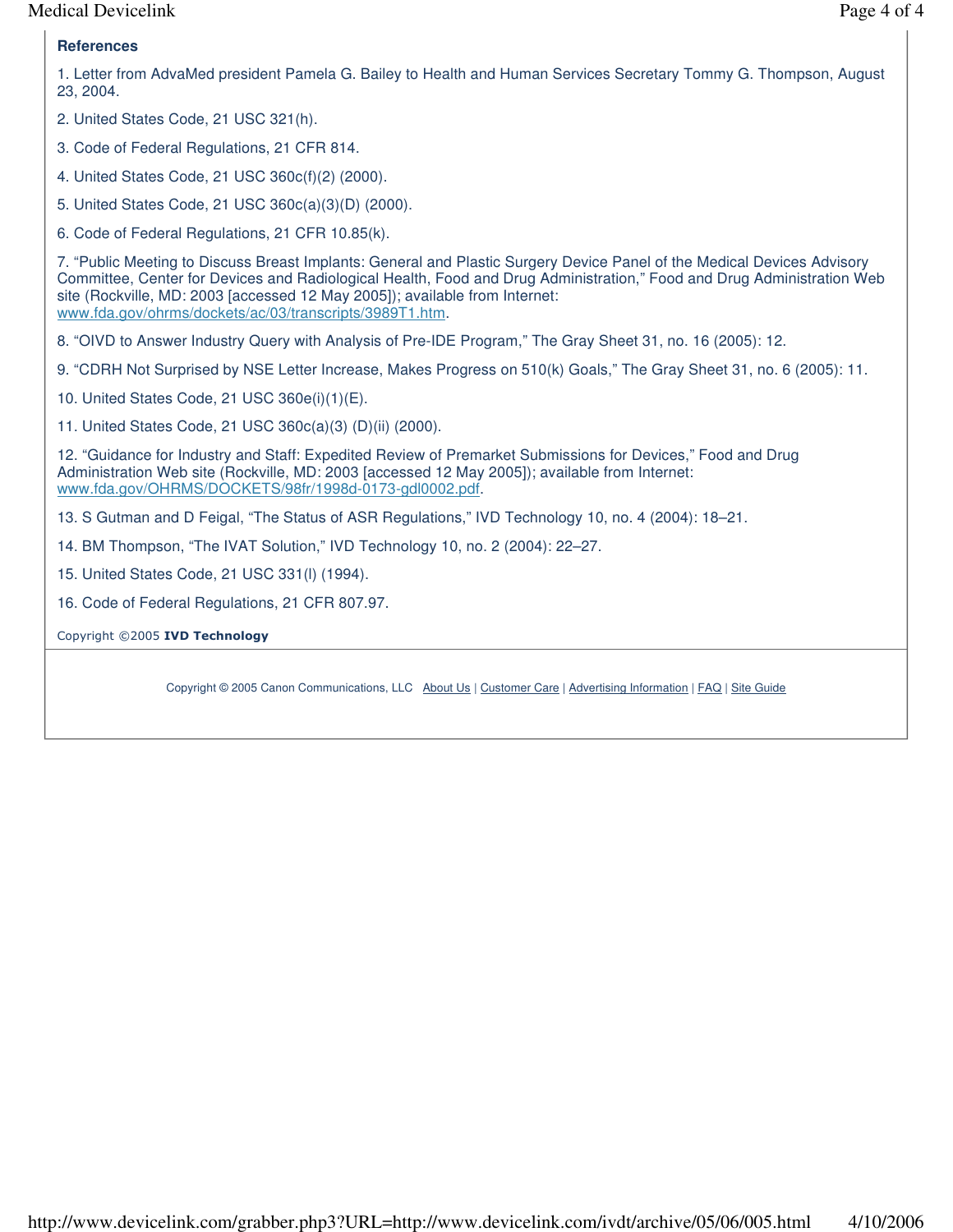### References

1. Letter from AdvaMed president Pamela G. Bailey to Health and Human Services Secretary Tommy G. Thompson, August 23, 2004.

2. United States Code, 21 USC 321(h).

3. Code of Federal Regulations, 21 CFR 814.

4. United States Code, 21 USC 360c(f)(2) (2000).

5. United States Code, 21 USC 360c(a)(3)(D) (2000).

6. Code of Federal Regulations, 21 CFR 10.85(k).

7. "Public Meeting to Discuss Breast Implants: General and Plastic Surgery Device Panel of the Medical Devices Advisory Committee, Center for Devices and Radiological Health, Food and Drug Administration," Food and Drug Administration Web site (Rockville, MD: 2003 [accessed 12 May 2005]); available from Internet: www.fda.gov/ohrms/dockets/ac/03/transcripts/3989T1.htm.

8. "OIVD to Answer Industry Query with Analysis of Pre-IDE Program," The Gray Sheet 31, no. 16 (2005): 12.

9. "CDRH Not Surprised by NSE Letter Increase, Makes Progress on 510(k) Goals," The Gray Sheet 31, no. 6 (2005): 11.

10. United States Code, 21 USC 360e(i)(1)(E).

11. United States Code, 21 USC 360c(a)(3) (D)(ii) (2000).

12. "Guidance for Industry and Staff: Expedited Review of Premarket Submissions for Devices," Food and Drug Administration Web site (Rockville, MD: 2003 [accessed 12 May 2005]); available from Internet: www.fda.gov/OHRMS/DOCKETS/98fr/1998d-0173-gdl0002.pdf.

13. S Gutman and D Feigal, "The Status of ASR Regulations," IVD Technology 10, no. 4 (2004): 18–21.

14. BM Thompson, "The IVAT Solution," IVD Technology 10, no. 2 (2004): 22–27.

15. United States Code, 21 USC 331(l) (1994).

16. Code of Federal Regulations, 21 CFR 807.97.

Copyright ©2005 **IVD Technology**

Copyright © 2005 Canon Communications, LLC About Us | Customer Care | Advertising Information | FAQ | Site Guide